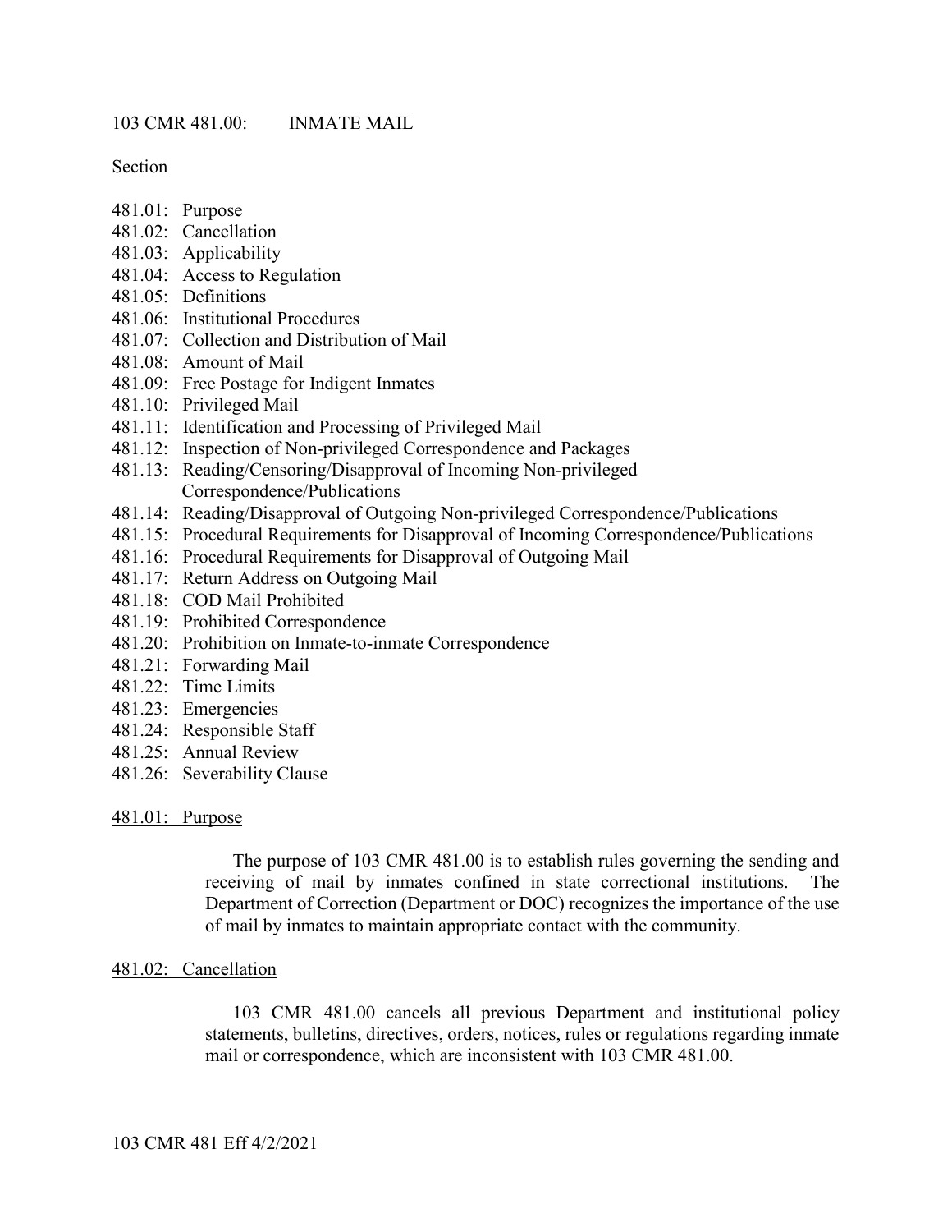# 103 CMR 481.00: INMATE MAIL

Section

- 481.01: Purpose
- 481.02: Cancellation
- 481.03: Applicability
- 481.04: Access to Regulation
- 481.05: Definitions
- 481.06: Institutional Procedures
- 481.07: Collection and Distribution of Mail
- 481.08: Amount of Mail
- 481.09: Free Postage for Indigent Inmates
- 481.10: Privileged Mail
- 481.11: Identification and Processing of Privileged Mail
- 481.12: Inspection of Non-privileged Correspondence and Packages
- 481.13: Reading/Censoring/Disapproval of Incoming Non-privileged Correspondence/Publications
- 481.14: Reading/Disapproval of Outgoing Non-privileged Correspondence/Publications
- 481.15: Procedural Requirements for Disapproval of Incoming Correspondence/Publications
- 481.16: Procedural Requirements for Disapproval of Outgoing Mail
- 481.17: Return Address on Outgoing Mail
- 481.18: COD Mail Prohibited
- 481.19: Prohibited Correspondence
- 481.20: Prohibition on Inmate-to-inmate Correspondence
- 481.21: Forwarding Mail
- 481.22: Time Limits
- 481.23: Emergencies
- 481.24: Responsible Staff
- 481.25: Annual Review
- 481.26: Severability Clause

## 481.01: Purpose

The purpose of 103 CMR 481.00 is to establish rules governing the sending and receiving of mail by inmates confined in state correctional institutions. The Department of Correction (Department or DOC) recognizes the importance of the use of mail by inmates to maintain appropriate contact with the community.

## 481.02: Cancellation

103 CMR 481.00 cancels all previous Department and institutional policy statements, bulletins, directives, orders, notices, rules or regulations regarding inmate mail or correspondence, which are inconsistent with 103 CMR 481.00.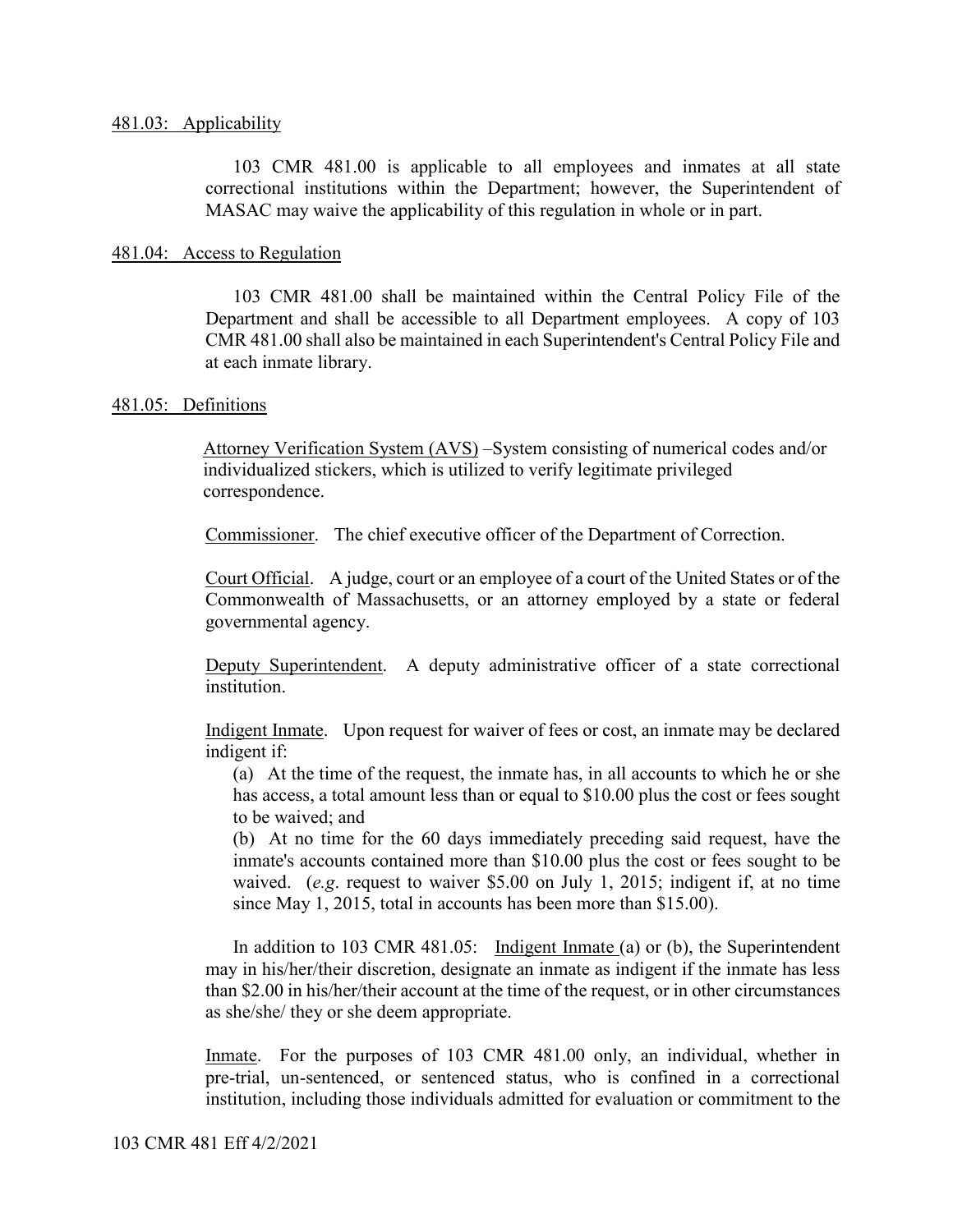481.03: Applicability

103 CMR 481.00 is applicable to all employees and inmates at all state correctional institutions within the Department; however, the Superintendent of MASAC may waive the applicability of this regulation in whole or in part.

481.04: Access to Regulation

103 CMR 481.00 shall be maintained within the Central Policy File of the Department and shall be accessible to all Department employees. A copy of 103 CMR 481.00 shall also be maintained in each Superintendent's Central Policy File and at each inmate library.

481.05: Definitions

Attorney Verification System (AVS) –System consisting of numerical codes and/or individualized stickers, which is utilized to verify legitimate privileged correspondence.

Commissioner. The chief executive officer of the Department of Correction.

Court Official. A judge, court or an employee of a court of the United States or of the Commonwealth of Massachusetts, or an attorney employed by a state or federal governmental agency.

Deputy Superintendent. A deputy administrative officer of a state correctional institution.

Indigent Inmate. Upon request for waiver of fees or cost, an inmate may be declared indigent if:

(a) At the time of the request, the inmate has, in all accounts to which he or she has access, a total amount less than or equal to $10.00 plus the cost or fees sought to be waived; and

(b) At no time for the 60 days immediately preceding said request, have the inmate's accounts contained more than $10.00 plus the cost or fees sought to be waived. (*e.g*. request to waiver $5.00 on July 1, 2015; indigent if, at no time since May 1, 2015, total in accounts has been more than $15.00).

In addition to 103 CMR 481.05: Indigent Inmate (a) or (b), the Superintendent may in his/her/their discretion, designate an inmate as indigent if the inmate has less than $2.00 in his/her/their account at the time of the request, or in other circumstances as she/she/ they or she deem appropriate.

Inmate. For the purposes of 103 CMR 481.00 only, an individual, whether in pre-trial, un-sentenced, or sentenced status, who is confined in a correctional institution, including those individuals admitted for evaluation or commitment to the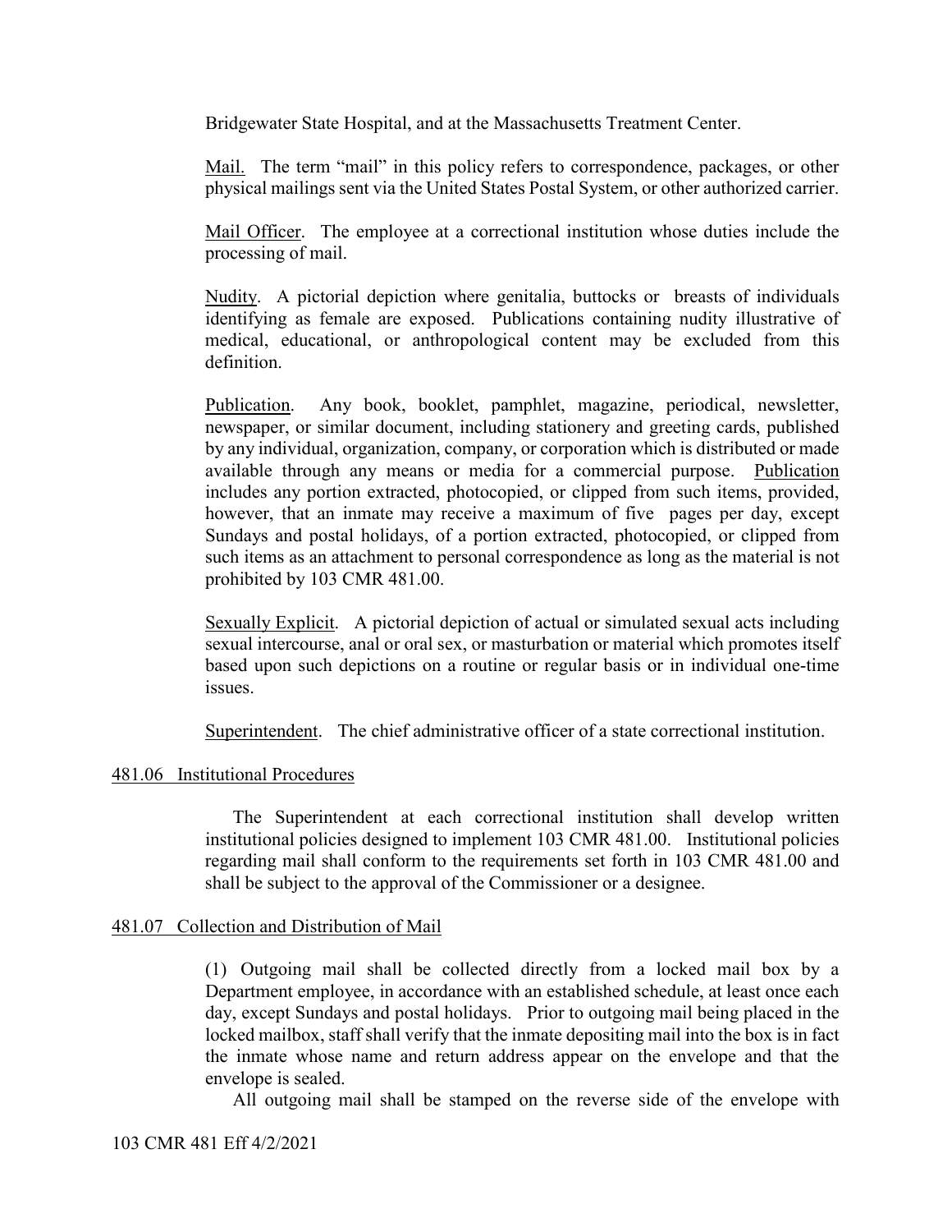Bridgewater State Hospital, and at the Massachusetts Treatment Center.

Mail. The term "mail" in this policy refers to correspondence, packages, or other physical mailings sent via the United States Postal System, or other authorized carrier.

Mail Officer. The employee at a correctional institution whose duties include the processing of mail.

Nudity. A pictorial depiction where genitalia, buttocks or breasts of individuals identifying as female are exposed. Publications containing nudity illustrative of medical, educational, or anthropological content may be excluded from this definition.

Publication. Any book, booklet, pamphlet, magazine, periodical, newsletter, newspaper, or similar document, including stationery and greeting cards, published by any individual, organization, company, or corporation which is distributed or made available through any means or media for a commercial purpose. Publication includes any portion extracted, photocopied, or clipped from such items, provided, however, that an inmate may receive a maximum of five pages per day, except Sundays and postal holidays, of a portion extracted, photocopied, or clipped from such items as an attachment to personal correspondence as long as the material is not prohibited by 103 CMR 481.00.

Sexually Explicit. A pictorial depiction of actual or simulated sexual acts including sexual intercourse, anal or oral sex, or masturbation or material which promotes itself based upon such depictions on a routine or regular basis or in individual one-time issues.

Superintendent. The chief administrative officer of a state correctional institution.

## 481.06 Institutional Procedures

The Superintendent at each correctional institution shall develop written institutional policies designed to implement 103 CMR 481.00. Institutional policies regarding mail shall conform to the requirements set forth in 103 CMR 481.00 and shall be subject to the approval of the Commissioner or a designee.

## 481.07 Collection and Distribution of Mail

(1) Outgoing mail shall be collected directly from a locked mail box by a Department employee, in accordance with an established schedule, at least once each day, except Sundays and postal holidays. Prior to outgoing mail being placed in the locked mailbox, staff shall verify that the inmate depositing mail into the box is in fact the inmate whose name and return address appear on the envelope and that the envelope is sealed.

All outgoing mail shall be stamped on the reverse side of the envelope with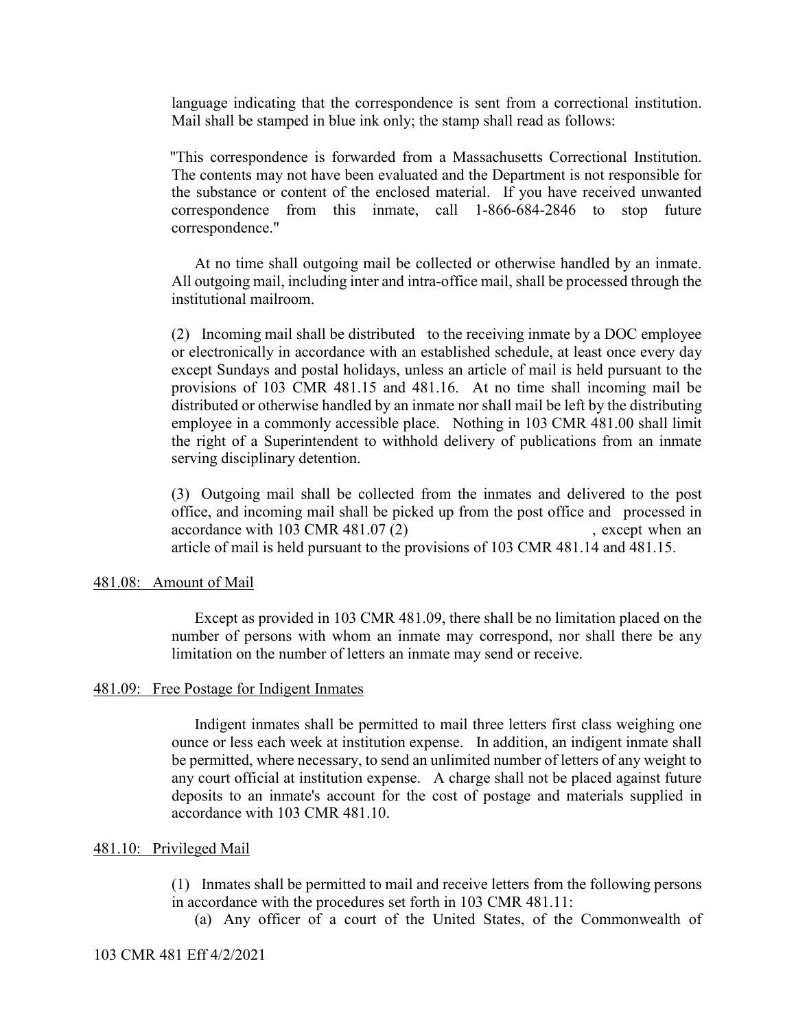language indicating that the correspondence is sent from a correctional institution. Mail shall be stamped in blue ink only; the stamp shall read as follows:

"This correspondence is forwarded from a Massachusetts Correctional Institution. The contents may not have been evaluated and the Department is not responsible for the substance or content of the enclosed material. If you have received unwanted correspondence from this inmate, call 1-866-684-2846 to stop future correspondence."

At no time shall outgoing mail be collected or otherwise handled by an inmate. All outgoing mail, including inter and intra-office mail, shall be processed through the institutional mailroom.

(2) Incoming mail shall be distributed to the receiving inmate by a DOC employee or electronically in accordance with an established schedule, at least once every day except Sundays and postal holidays, unless an article of mail is held pursuant to the provisions of 103 CMR 481.15 and 481.16. At no time shall incoming mail be distributed or otherwise handled by an inmate nor shall mail be left by the distributing employee in a commonly accessible place. Nothing in 103 CMR 481.00 shall limit the right of a Superintendent to withhold delivery of publications from an inmate serving disciplinary detention.

(3) Outgoing mail shall be collected from the inmates and delivered to the post office, and incoming mail shall be picked up from the post office and processed in accordance with 103 CMR 481.07 (2) , except when an article of mail is held pursuant to the provisions of 103 CMR 481.14 and 481.15.

## 481.08: Amount of Mail

Except as provided in 103 CMR 481.09, there shall be no limitation placed on the number of persons with whom an inmate may correspond, nor shall there be any limitation on the number of letters an inmate may send or receive.

## 481.09: Free Postage for Indigent Inmates

Indigent inmates shall be permitted to mail three letters first class weighing one ounce or less each week at institution expense. In addition, an indigent inmate shall be permitted, where necessary, to send an unlimited number of letters of any weight to any court official at institution expense. A charge shall not be placed against future deposits to an inmate's account for the cost of postage and materials supplied in accordance with 103 CMR 481.10.

## 481.10: Privileged Mail

(1) Inmates shall be permitted to mail and receive letters from the following persons in accordance with the procedures set forth in 103 CMR 481.11:

(a) Any officer of a court of the United States, of the Commonwealth of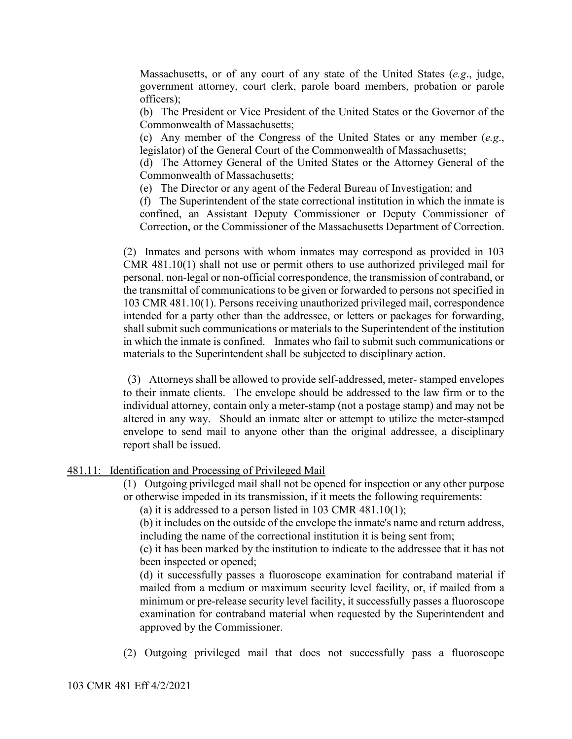Massachusetts, or of any court of any state of the United States (*e.g*., judge, government attorney, court clerk, parole board members, probation or parole officers);

(b) The President or Vice President of the United States or the Governor of the Commonwealth of Massachusetts;

(c) Any member of the Congress of the United States or any member (*e.g*., legislator) of the General Court of the Commonwealth of Massachusetts;

(d) The Attorney General of the United States or the Attorney General of the Commonwealth of Massachusetts;

(e) The Director or any agent of the Federal Bureau of Investigation; and

(f) The Superintendent of the state correctional institution in which the inmate is confined, an Assistant Deputy Commissioner or Deputy Commissioner of Correction, or the Commissioner of the Massachusetts Department of Correction.

(2) Inmates and persons with whom inmates may correspond as provided in 103 CMR 481.10(1) shall not use or permit others to use authorized privileged mail for personal, non-legal or non-official correspondence, the transmission of contraband, or the transmittal of communications to be given or forwarded to persons not specified in 103 CMR 481.10(1). Persons receiving unauthorized privileged mail, correspondence intended for a party other than the addressee, or letters or packages for forwarding, shall submit such communications or materials to the Superintendent of the institution in which the inmate is confined. Inmates who fail to submit such communications or materials to the Superintendent shall be subjected to disciplinary action.

(3) Attorneys shall be allowed to provide self-addressed, meter- stamped envelopes to their inmate clients. The envelope should be addressed to the law firm or to the individual attorney, contain only a meter-stamp (not a postage stamp) and may not be altered in any way. Should an inmate alter or attempt to utilize the meter-stamped envelope to send mail to anyone other than the original addressee, a disciplinary report shall be issued.

481.11: Identification and Processing of Privileged Mail

(1) Outgoing privileged mail shall not be opened for inspection or any other purpose or otherwise impeded in its transmission, if it meets the following requirements:

(a) it is addressed to a person listed in 103 CMR 481.10(1);

(b) it includes on the outside of the envelope the inmate's name and return address, including the name of the correctional institution it is being sent from;

(c) it has been marked by the institution to indicate to the addressee that it has not been inspected or opened;

(d) it successfully passes a fluoroscope examination for contraband material if mailed from a medium or maximum security level facility, or, if mailed from a minimum or pre-release security level facility, it successfully passes a fluoroscope examination for contraband material when requested by the Superintendent and approved by the Commissioner.

(2) Outgoing privileged mail that does not successfully pass a fluoroscope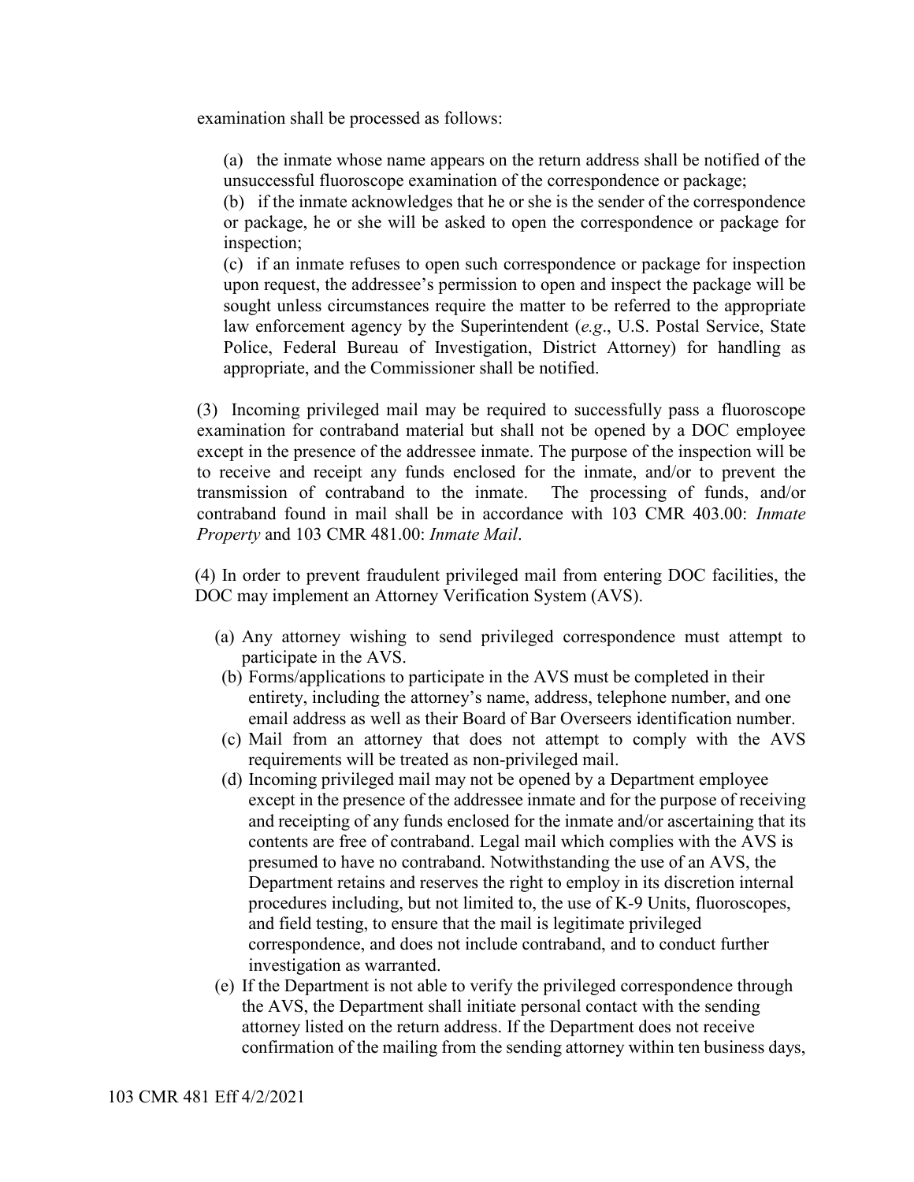examination shall be processed as follows:

(a) the inmate whose name appears on the return address shall be notified of the unsuccessful fluoroscope examination of the correspondence or package;

(b) if the inmate acknowledges that he or she is the sender of the correspondence or package, he or she will be asked to open the correspondence or package for inspection;

(c) if an inmate refuses to open such correspondence or package for inspection upon request, the addressee's permission to open and inspect the package will be sought unless circumstances require the matter to be referred to the appropriate law enforcement agency by the Superintendent (*e.g*., U.S. Postal Service, State Police, Federal Bureau of Investigation, District Attorney) for handling as appropriate, and the Commissioner shall be notified.

(3) Incoming privileged mail may be required to successfully pass a fluoroscope examination for contraband material but shall not be opened by a DOC employee except in the presence of the addressee inmate. The purpose of the inspection will be to receive and receipt any funds enclosed for the inmate, and/or to prevent the transmission of contraband to the inmate. The processing of funds, and/or contraband found in mail shall be in accordance with 103 CMR 403.00: *Inmate Property* and 103 CMR 481.00: *Inmate Mail*.

(4) In order to prevent fraudulent privileged mail from entering DOC facilities, the DOC may implement an Attorney Verification System (AVS).

(a) Any attorney wishing to send privileged correspondence must attempt to participate in the AVS.

(b) Forms/applications to participate in the AVS must be completed in their entirety, including the attorney's name, address, telephone number, and one email address as well as their Board of Bar Overseers identification number.

(c) Mail from an attorney that does not attempt to comply with the AVS requirements will be treated as non-privileged mail.

(d) Incoming privileged mail may not be opened by a Department employee except in the presence of the addressee inmate and for the purpose of receiving and receipting of any funds enclosed for the inmate and/or ascertaining that its contents are free of contraband. Legal mail which complies with the AVS is presumed to have no contraband. Notwithstanding the use of an AVS, the Department retains and reserves the right to employ in its discretion internal procedures including, but not limited to, the use of K-9 Units, fluoroscopes, and field testing, to ensure that the mail is legitimate privileged correspondence, and does not include contraband, and to conduct further investigation as warranted.

(e) If the Department is not able to verify the privileged correspondence through the AVS, the Department shall initiate personal contact with the sending attorney listed on the return address. If the Department does not receive confirmation of the mailing from the sending attorney within ten business days,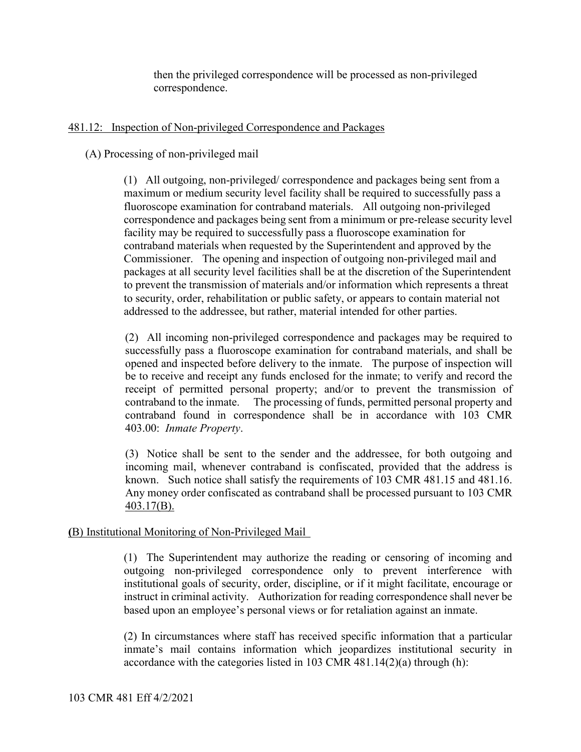then the privileged correspondence will be processed as non-privileged correspondence.

## 481.12: Inspection of Non-privileged Correspondence and Packages

(A) Processing of non-privileged mail

(1) All outgoing, non-privileged/ correspondence and packages being sent from a maximum or medium security level facility shall be required to successfully pass a fluoroscope examination for contraband materials. All outgoing non-privileged correspondence and packages being sent from a minimum or pre-release security level facility may be required to successfully pass a fluoroscope examination for contraband materials when requested by the Superintendent and approved by the Commissioner. The opening and inspection of outgoing non-privileged mail and packages at all security level facilities shall be at the discretion of the Superintendent to prevent the transmission of materials and/or information which represents a threat to security, order, rehabilitation or public safety, or appears to contain material not addressed to the addressee, but rather, material intended for other parties.

(2) All incoming non-privileged correspondence and packages may be required to successfully pass a fluoroscope examination for contraband materials, and shall be opened and inspected before delivery to the inmate. The purpose of inspection will be to receive and receipt any funds enclosed for the inmate; to verify and record the receipt of permitted personal property; and/or to prevent the transmission of contraband to the inmate. The processing of funds, permitted personal property and contraband found in correspondence shall be in accordance with 103 CMR 403.00: *Inmate Property*.

(3) Notice shall be sent to the sender and the addressee, for both outgoing and incoming mail, whenever contraband is confiscated, provided that the address is known. Such notice shall satisfy the requirements of 103 CMR 481.15 and 481.16. Any money order confiscated as contraband shall be processed pursuant to 103 CMR 403.17(B).

(B) Institutional Monitoring of Non-Privileged Mail

(1) The Superintendent may authorize the reading or censoring of incoming and outgoing non-privileged correspondence only to prevent interference with institutional goals of security, order, discipline, or if it might facilitate, encourage or instruct in criminal activity. Authorization for reading correspondence shall never be based upon an employee's personal views or for retaliation against an inmate.

(2) In circumstances where staff has received specific information that a particular inmate's mail contains information which jeopardizes institutional security in accordance with the categories listed in 103 CMR 481.14(2)(a) through (h):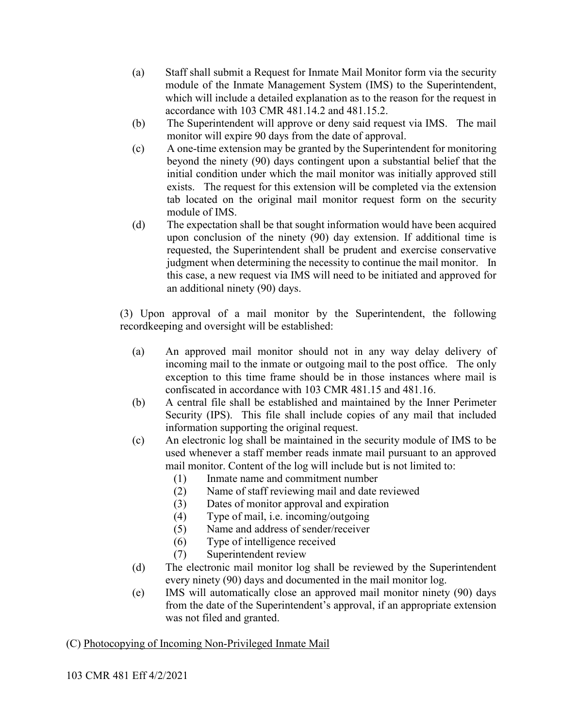(a) Staff shall submit a Request for Inmate Mail Monitor form via the security module of the Inmate Management System (IMS) to the Superintendent, which will include a detailed explanation as to the reason for the request in accordance with 103 CMR 481.14.2 and 481.15.2.

(b) The Superintendent will approve or deny said request via IMS. The mail monitor will expire 90 days from the date of approval.

(c) A one-time extension may be granted by the Superintendent for monitoring beyond the ninety (90) days contingent upon a substantial belief that the initial condition under which the mail monitor was initially approved still exists. The request for this extension will be completed via the extension tab located on the original mail monitor request form on the security module of IMS.

(d) The expectation shall be that sought information would have been acquired upon conclusion of the ninety (90) day extension. If additional time is requested, the Superintendent shall be prudent and exercise conservative judgment when determining the necessity to continue the mail monitor. In this case, a new request via IMS will need to be initiated and approved for an additional ninety (90) days.

(3) Upon approval of a mail monitor by the Superintendent, the following recordkeeping and oversight will be established:

(a) An approved mail monitor should not in any way delay delivery of incoming mail to the inmate or outgoing mail to the post office. The only exception to this time frame should be in those instances where mail is confiscated in accordance with 103 CMR 481.15 and 481.16.

(b) A central file shall be established and maintained by the Inner Perimeter Security (IPS). This file shall include copies of any mail that included information supporting the original request.

(c) An electronic log shall be maintained in the security module of IMS to be used whenever a staff member reads inmate mail pursuant to an approved mail monitor. Content of the log will include but is not limited to:

   (1) Inmate name and commitment number
   (2) Name of staff reviewing mail and date reviewed
   (3) Dates of monitor approval and expiration
   (4) Type of mail, i.e. incoming/outgoing
   (5) Name and address of sender/receiver
   (6) Type of intelligence received
   (7) Superintendent review

(d) The electronic mail monitor log shall be reviewed by the Superintendent every ninety (90) days and documented in the mail monitor log.

(e) IMS will automatically close an approved mail monitor ninety (90) days from the date of the Superintendent's approval, if an appropriate extension was not filed and granted.

(C) <u>Photocopying of Incoming Non-Privileged Inmate Mail</u>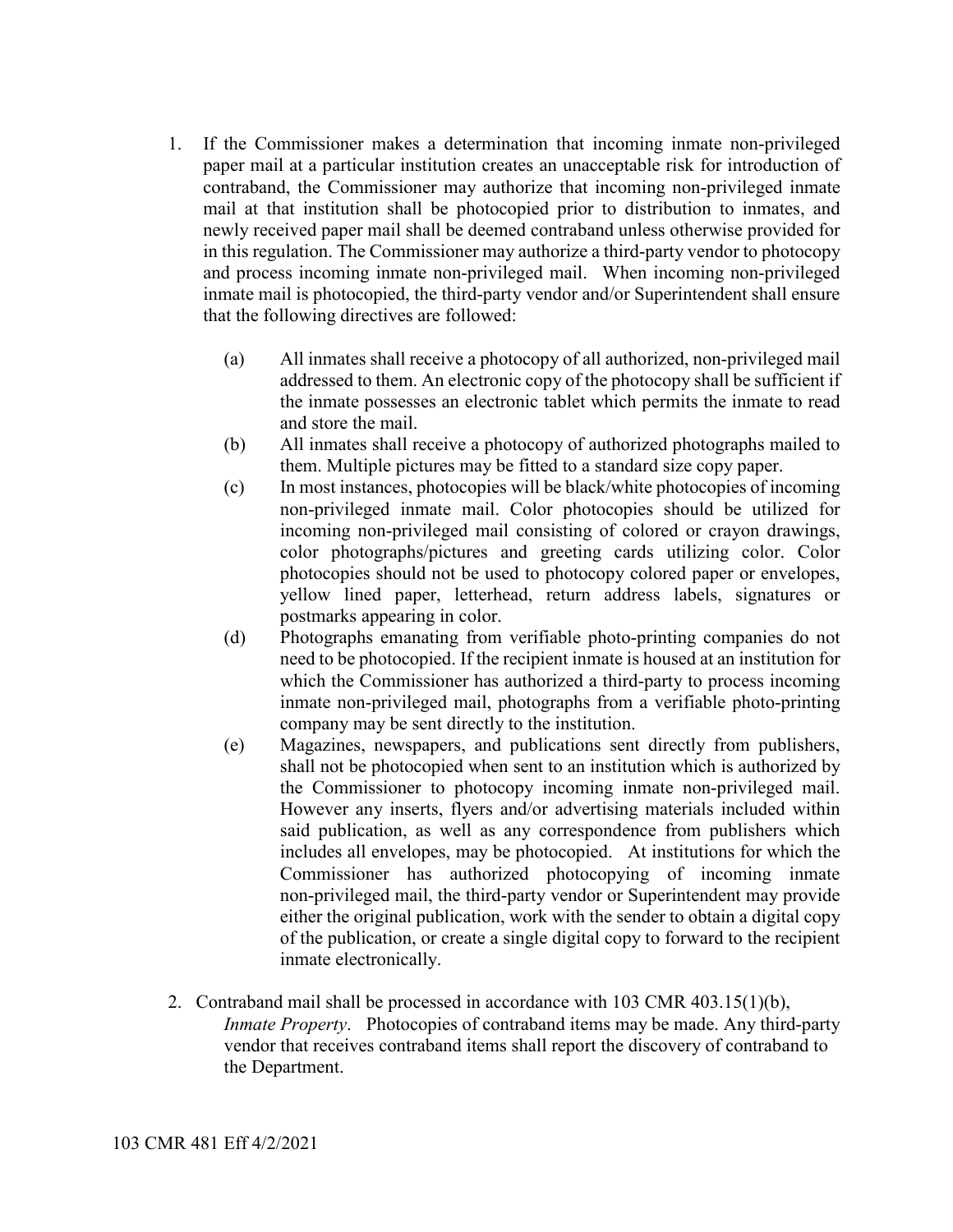1. If the Commissioner makes a determination that incoming inmate non-privileged paper mail at a particular institution creates an unacceptable risk for introduction of contraband, the Commissioner may authorize that incoming non-privileged inmate mail at that institution shall be photocopied prior to distribution to inmates, and newly received paper mail shall be deemed contraband unless otherwise provided for in this regulation. The Commissioner may authorize a third-party vendor to photocopy and process incoming inmate non-privileged mail. When incoming non-privileged inmate mail is photocopied, the third-party vendor and/or Superintendent shall ensure that the following directives are followed:

    (a) All inmates shall receive a photocopy of all authorized, non-privileged mail addressed to them. An electronic copy of the photocopy shall be sufficient if the inmate possesses an electronic tablet which permits the inmate to read and store the mail.

    (b) All inmates shall receive a photocopy of authorized photographs mailed to them. Multiple pictures may be fitted to a standard size copy paper.

    (c) In most instances, photocopies will be black/white photocopies of incoming non-privileged inmate mail. Color photocopies should be utilized for incoming non-privileged mail consisting of colored or crayon drawings, color photographs/pictures and greeting cards utilizing color. Color photocopies should not be used to photocopy colored paper or envelopes, yellow lined paper, letterhead, return address labels, signatures or postmarks appearing in color.

    (d) Photographs emanating from verifiable photo-printing companies do not need to be photocopied. If the recipient inmate is housed at an institution for which the Commissioner has authorized a third-party to process incoming inmate non-privileged mail, photographs from a verifiable photo-printing company may be sent directly to the institution.

    (e) Magazines, newspapers, and publications sent directly from publishers, shall not be photocopied when sent to an institution which is authorized by the Commissioner to photocopy incoming inmate non-privileged mail. However any inserts, flyers and/or advertising materials included within said publication, as well as any correspondence from publishers which includes all envelopes, may be photocopied. At institutions for which the Commissioner has authorized photocopying of incoming inmate non-privileged mail, the third-party vendor or Superintendent may provide either the original publication, work with the sender to obtain a digital copy of the publication, or create a single digital copy to forward to the recipient inmate electronically.

2. Contraband mail shall be processed in accordance with 103 CMR 403.15(1)(b), *Inmate Property*. Photocopies of contraband items may be made. Any third-party vendor that receives contraband items shall report the discovery of contraband to the Department.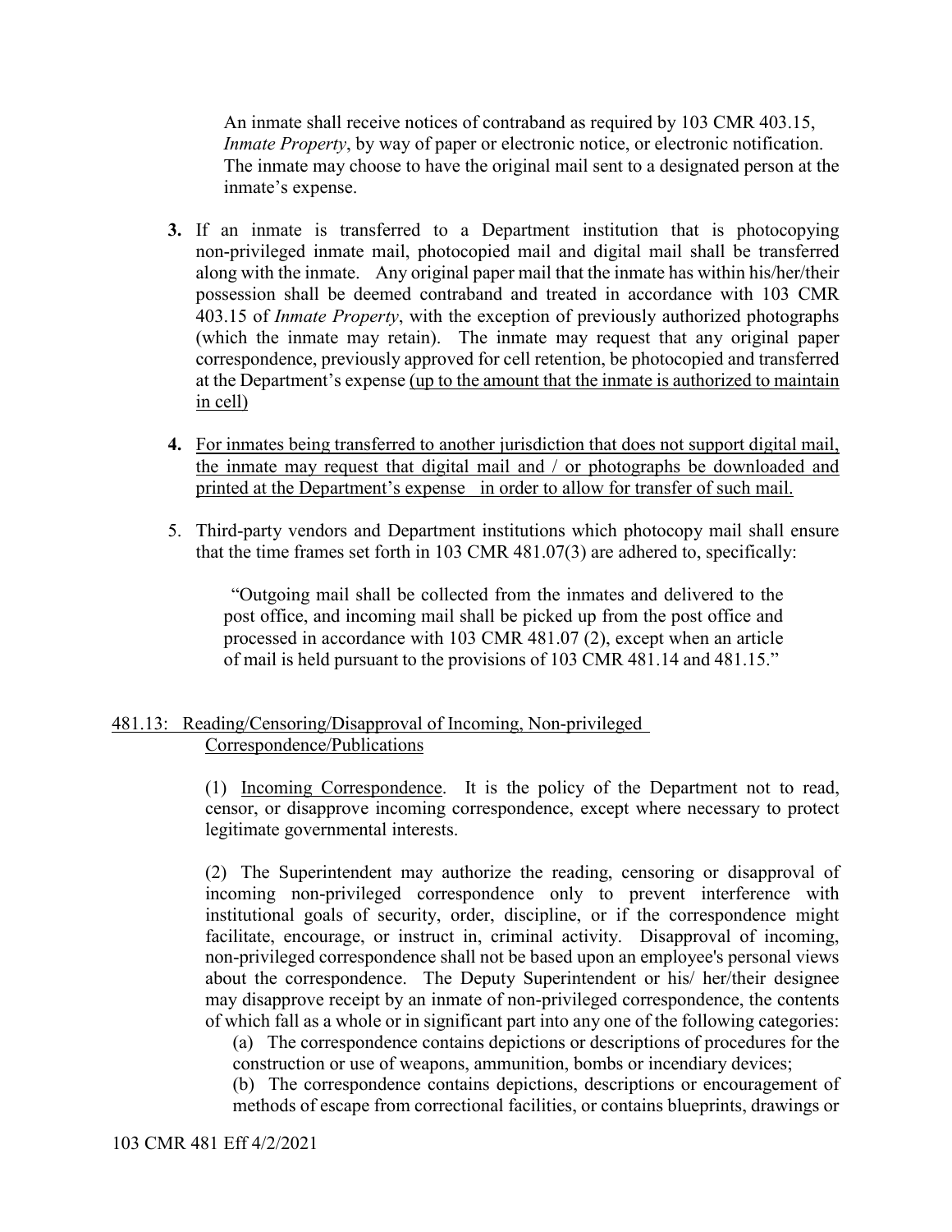An inmate shall receive notices of contraband as required by 103 CMR 403.15, *Inmate Property*, by way of paper or electronic notice, or electronic notification. The inmate may choose to have the original mail sent to a designated person at the inmate's expense.

**3.** If an inmate is transferred to a Department institution that is photocopying non-privileged inmate mail, photocopied mail and digital mail shall be transferred along with the inmate. Any original paper mail that the inmate has within his/her/their possession shall be deemed contraband and treated in accordance with 103 CMR 403.15 of *Inmate Property*, with the exception of previously authorized photographs (which the inmate may retain). The inmate may request that any original paper correspondence, previously approved for cell retention, be photocopied and transferred at the Department's expense <u>(up to the amount that the inmate is authorized to maintain in cell)</u>

**4.** <u>For inmates being transferred to another jurisdiction that does not support digital mail, the inmate may request that digital mail and / or photographs be downloaded and printed at the Department's expense in order to allow for transfer of such mail.</u>

5. Third-party vendors and Department institutions which photocopy mail shall ensure that the time frames set forth in 103 CMR 481.07(3) are adhered to, specifically:

> "Outgoing mail shall be collected from the inmates and delivered to the post office, and incoming mail shall be picked up from the post office and processed in accordance with 103 CMR 481.07 (2), except when an article of mail is held pursuant to the provisions of 103 CMR 481.14 and 481.15."

## <u>481.13: Reading/Censoring/Disapproval of Incoming, Non-privileged Correspondence/Publications</u>

(1) <u>Incoming Correspondence</u>. It is the policy of the Department not to read, censor, or disapprove incoming correspondence, except where necessary to protect legitimate governmental interests.

(2) The Superintendent may authorize the reading, censoring or disapproval of incoming non-privileged correspondence only to prevent interference with institutional goals of security, order, discipline, or if the correspondence might facilitate, encourage, or instruct in, criminal activity. Disapproval of incoming, non-privileged correspondence shall not be based upon an employee's personal views about the correspondence. The Deputy Superintendent or his/ her/their designee may disapprove receipt by an inmate of non-privileged correspondence, the contents of which fall as a whole or in significant part into any one of the following categories:

(a) The correspondence contains depictions or descriptions of procedures for the construction or use of weapons, ammunition, bombs or incendiary devices;

(b) The correspondence contains depictions, descriptions or encouragement of methods of escape from correctional facilities, or contains blueprints, drawings or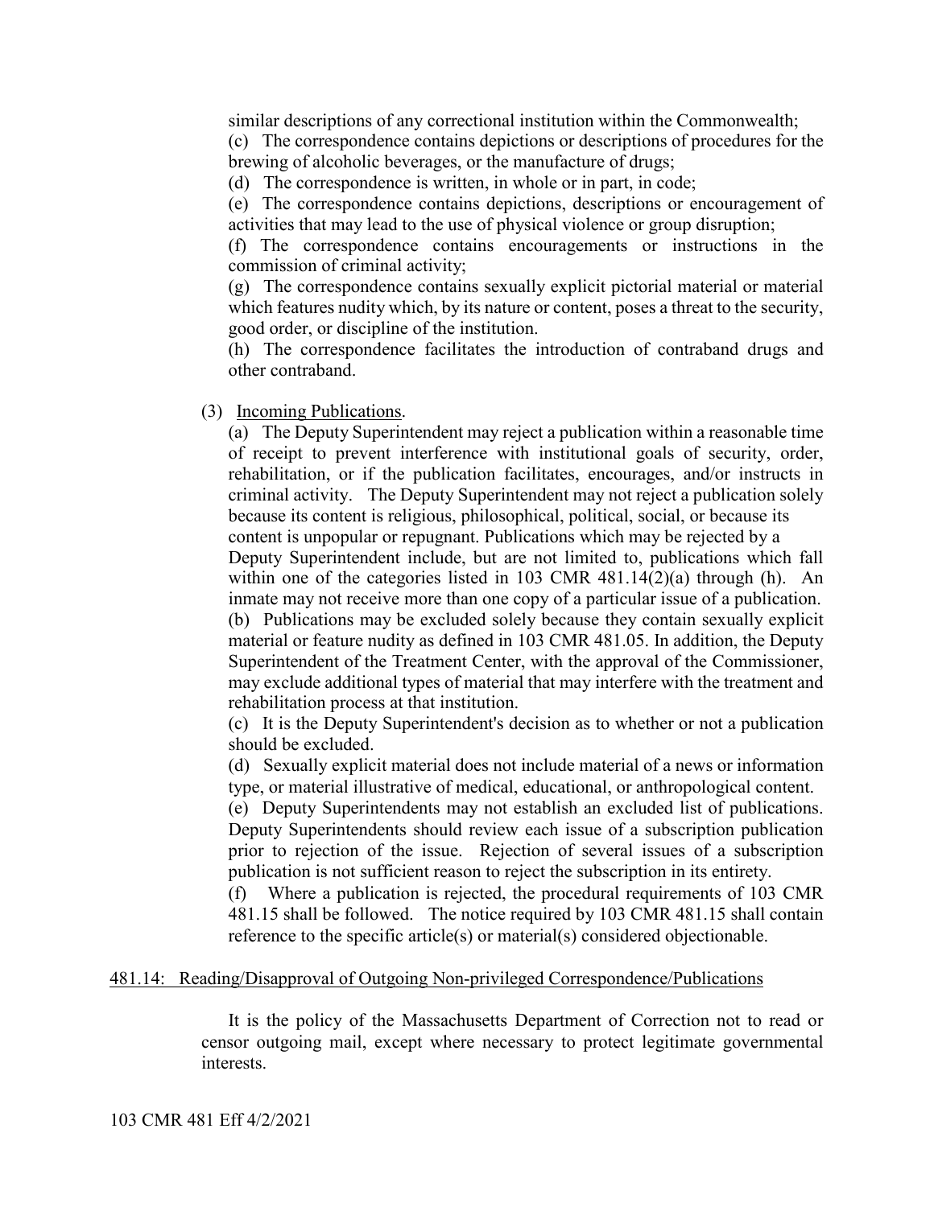similar descriptions of any correctional institution within the Commonwealth;

(c) The correspondence contains depictions or descriptions of procedures for the brewing of alcoholic beverages, or the manufacture of drugs;

(d) The correspondence is written, in whole or in part, in code;

(e) The correspondence contains depictions, descriptions or encouragement of activities that may lead to the use of physical violence or group disruption;

(f) The correspondence contains encouragements or instructions in the commission of criminal activity;

(g) The correspondence contains sexually explicit pictorial material or material which features nudity which, by its nature or content, poses a threat to the security, good order, or discipline of the institution.

(h) The correspondence facilitates the introduction of contraband drugs and other contraband.

(3) Incoming Publications.

(a) The Deputy Superintendent may reject a publication within a reasonable time of receipt to prevent interference with institutional goals of security, order, rehabilitation, or if the publication facilitates, encourages, and/or instructs in criminal activity. The Deputy Superintendent may not reject a publication solely because its content is religious, philosophical, political, social, or because its content is unpopular or repugnant. Publications which may be rejected by a Deputy Superintendent include, but are not limited to, publications which fall within one of the categories listed in 103 CMR 481.14(2)(a) through (h). An inmate may not receive more than one copy of a particular issue of a publication.

(b) Publications may be excluded solely because they contain sexually explicit material or feature nudity as defined in 103 CMR 481.05. In addition, the Deputy Superintendent of the Treatment Center, with the approval of the Commissioner, may exclude additional types of material that may interfere with the treatment and rehabilitation process at that institution.

(c) It is the Deputy Superintendent's decision as to whether or not a publication should be excluded.

(d) Sexually explicit material does not include material of a news or information type, or material illustrative of medical, educational, or anthropological content.

(e) Deputy Superintendents may not establish an excluded list of publications. Deputy Superintendents should review each issue of a subscription publication prior to rejection of the issue. Rejection of several issues of a subscription publication is not sufficient reason to reject the subscription in its entirety.

(f) Where a publication is rejected, the procedural requirements of 103 CMR 481.15 shall be followed. The notice required by 103 CMR 481.15 shall contain reference to the specific article(s) or material(s) considered objectionable.

## 481.14: Reading/Disapproval of Outgoing Non-privileged Correspondence/Publications

It is the policy of the Massachusetts Department of Correction not to read or censor outgoing mail, except where necessary to protect legitimate governmental interests.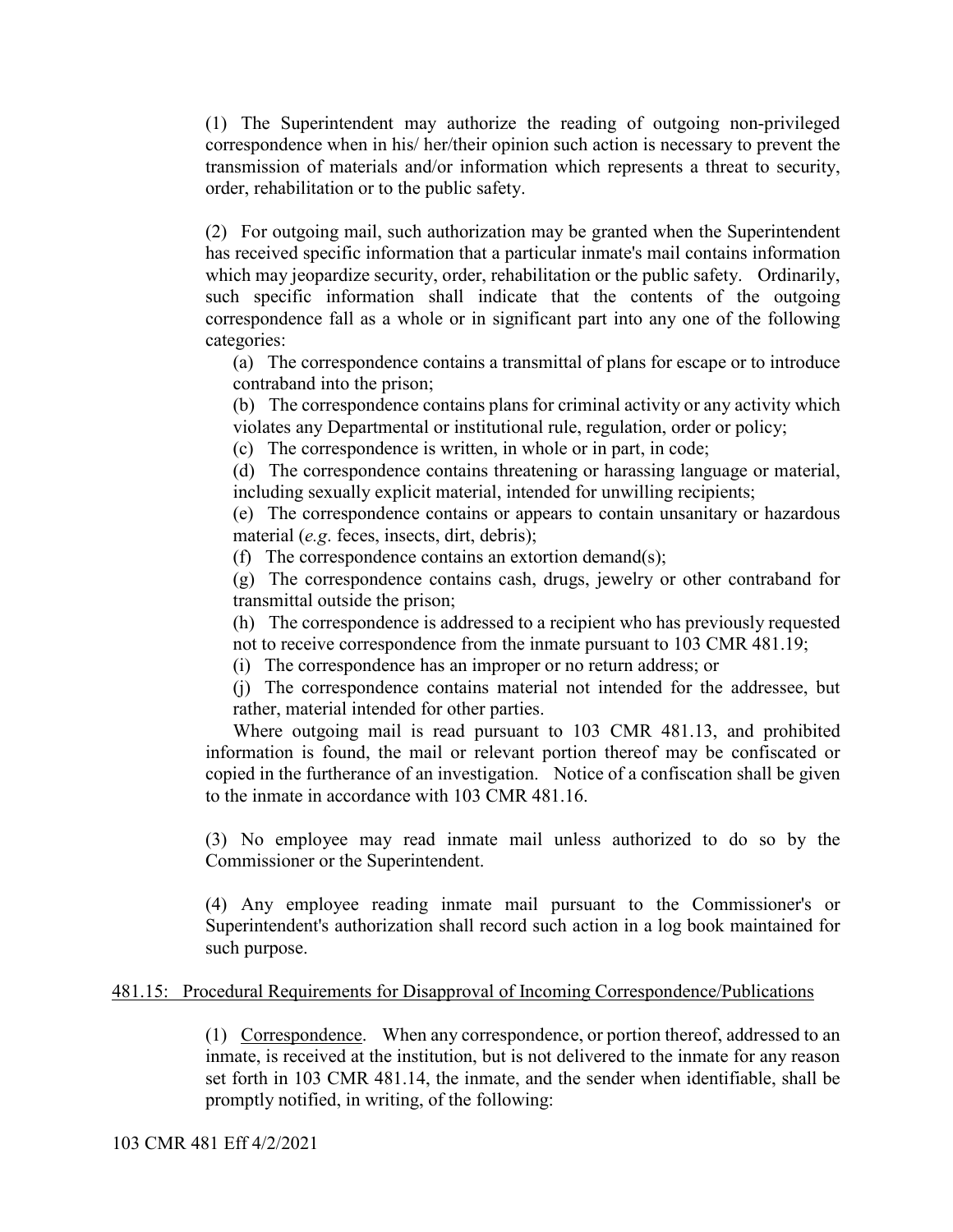(1) The Superintendent may authorize the reading of outgoing non-privileged correspondence when in his/ her/their opinion such action is necessary to prevent the transmission of materials and/or information which represents a threat to security, order, rehabilitation or to the public safety.

(2) For outgoing mail, such authorization may be granted when the Superintendent has received specific information that a particular inmate's mail contains information which may jeopardize security, order, rehabilitation or the public safety. Ordinarily, such specific information shall indicate that the contents of the outgoing correspondence fall as a whole or in significant part into any one of the following categories:

(a) The correspondence contains a transmittal of plans for escape or to introduce contraband into the prison;

(b) The correspondence contains plans for criminal activity or any activity which violates any Departmental or institutional rule, regulation, order or policy;

(c) The correspondence is written, in whole or in part, in code;

(d) The correspondence contains threatening or harassing language or material, including sexually explicit material, intended for unwilling recipients;

(e) The correspondence contains or appears to contain unsanitary or hazardous material (*e.g*. feces, insects, dirt, debris);

(f) The correspondence contains an extortion demand(s);

(g) The correspondence contains cash, drugs, jewelry or other contraband for transmittal outside the prison;

(h) The correspondence is addressed to a recipient who has previously requested not to receive correspondence from the inmate pursuant to 103 CMR 481.19;

(i) The correspondence has an improper or no return address; or

(j) The correspondence contains material not intended for the addressee, but rather, material intended for other parties.

Where outgoing mail is read pursuant to 103 CMR 481.13, and prohibited information is found, the mail or relevant portion thereof may be confiscated or copied in the furtherance of an investigation. Notice of a confiscation shall be given to the inmate in accordance with 103 CMR 481.16.

(3) No employee may read inmate mail unless authorized to do so by the Commissioner or the Superintendent.

(4) Any employee reading inmate mail pursuant to the Commissioner's or Superintendent's authorization shall record such action in a log book maintained for such purpose.

## 481.15: Procedural Requirements for Disapproval of Incoming Correspondence/Publications

(1) Correspondence. When any correspondence, or portion thereof, addressed to an inmate, is received at the institution, but is not delivered to the inmate for any reason set forth in 103 CMR 481.14, the inmate, and the sender when identifiable, shall be promptly notified, in writing, of the following: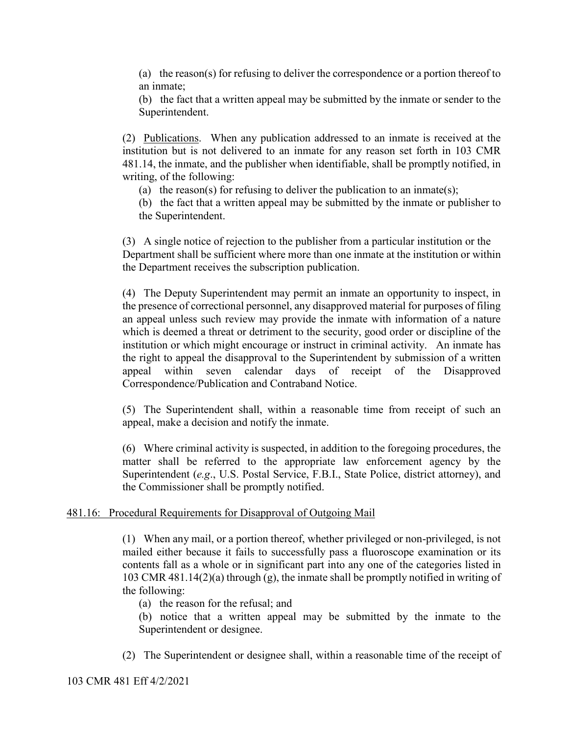(a) the reason(s) for refusing to deliver the correspondence or a portion thereof to an inmate;

(b) the fact that a written appeal may be submitted by the inmate or sender to the Superintendent.

(2) Publications. When any publication addressed to an inmate is received at the institution but is not delivered to an inmate for any reason set forth in 103 CMR 481.14, the inmate, and the publisher when identifiable, shall be promptly notified, in writing, of the following:

(a) the reason(s) for refusing to deliver the publication to an inmate(s);

(b) the fact that a written appeal may be submitted by the inmate or publisher to the Superintendent.

(3) A single notice of rejection to the publisher from a particular institution or the Department shall be sufficient where more than one inmate at the institution or within the Department receives the subscription publication.

(4) The Deputy Superintendent may permit an inmate an opportunity to inspect, in the presence of correctional personnel, any disapproved material for purposes of filing an appeal unless such review may provide the inmate with information of a nature which is deemed a threat or detriment to the security, good order or discipline of the institution or which might encourage or instruct in criminal activity. An inmate has the right to appeal the disapproval to the Superintendent by submission of a written appeal within seven calendar days of receipt of the Disapproved Correspondence/Publication and Contraband Notice.

(5) The Superintendent shall, within a reasonable time from receipt of such an appeal, make a decision and notify the inmate.

(6) Where criminal activity is suspected, in addition to the foregoing procedures, the matter shall be referred to the appropriate law enforcement agency by the Superintendent (*e.g*., U.S. Postal Service, F.B.I., State Police, district attorney), and the Commissioner shall be promptly notified.

## 481.16: Procedural Requirements for Disapproval of Outgoing Mail

(1) When any mail, or a portion thereof, whether privileged or non-privileged, is not mailed either because it fails to successfully pass a fluoroscope examination or its contents fall as a whole or in significant part into any one of the categories listed in 103 CMR 481.14(2)(a) through (g), the inmate shall be promptly notified in writing of the following:

(a) the reason for the refusal; and

(b) notice that a written appeal may be submitted by the inmate to the Superintendent or designee.

(2) The Superintendent or designee shall, within a reasonable time of the receipt of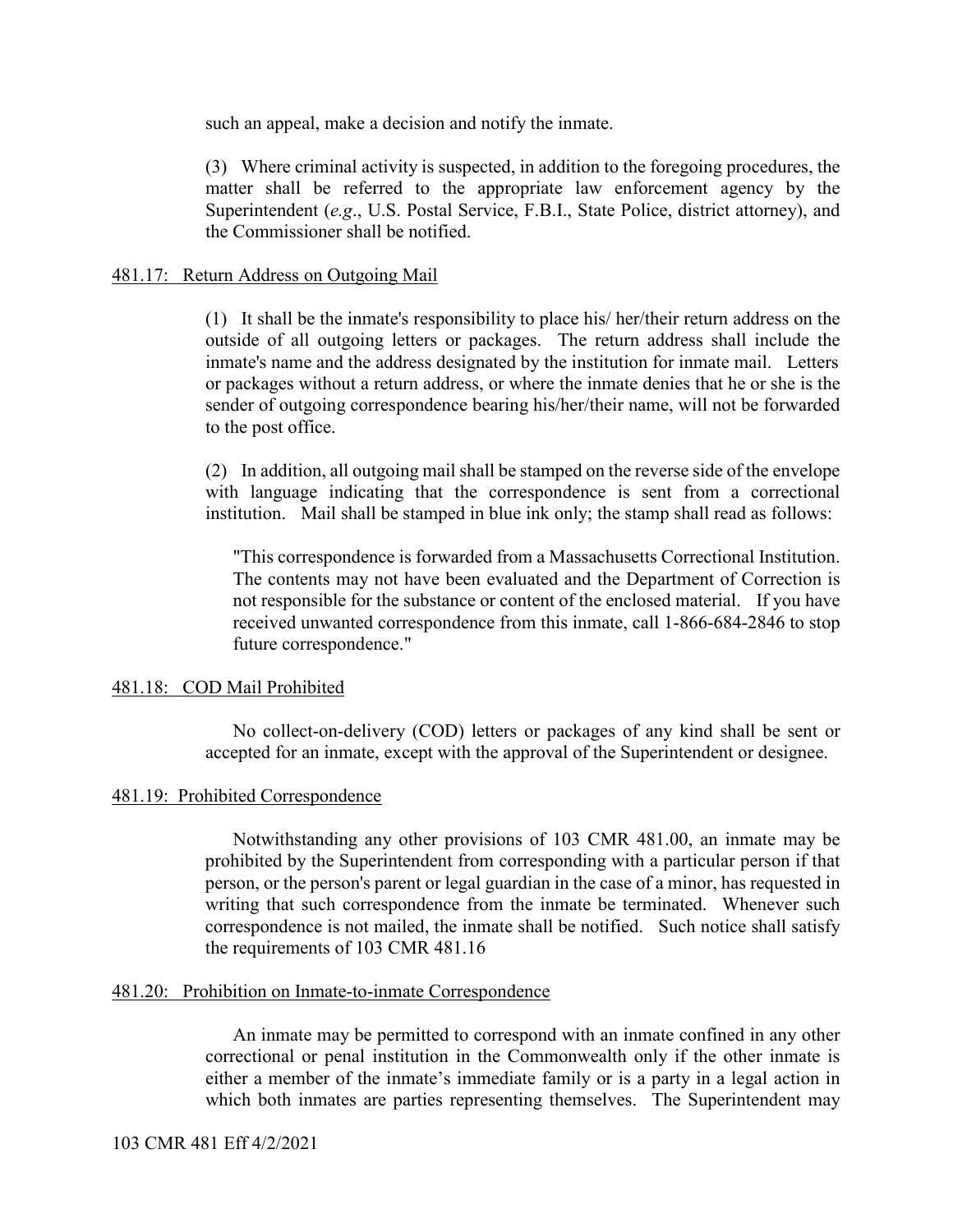such an appeal, make a decision and notify the inmate.

(3) Where criminal activity is suspected, in addition to the foregoing procedures, the matter shall be referred to the appropriate law enforcement agency by the Superintendent (*e.g*., U.S. Postal Service, F.B.I., State Police, district attorney), and the Commissioner shall be notified.

## 481.17: Return Address on Outgoing Mail

(1) It shall be the inmate's responsibility to place his/ her/their return address on the outside of all outgoing letters or packages. The return address shall include the inmate's name and the address designated by the institution for inmate mail. Letters or packages without a return address, or where the inmate denies that he or she is the sender of outgoing correspondence bearing his/her/their name, will not be forwarded to the post office.

(2) In addition, all outgoing mail shall be stamped on the reverse side of the envelope with language indicating that the correspondence is sent from a correctional institution. Mail shall be stamped in blue ink only; the stamp shall read as follows:

> "This correspondence is forwarded from a Massachusetts Correctional Institution. The contents may not have been evaluated and the Department of Correction is not responsible for the substance or content of the enclosed material. If you have received unwanted correspondence from this inmate, call 1-866-684-2846 to stop future correspondence."

## 481.18: COD Mail Prohibited

No collect-on-delivery (COD) letters or packages of any kind shall be sent or accepted for an inmate, except with the approval of the Superintendent or designee.

## 481.19: Prohibited Correspondence

Notwithstanding any other provisions of 103 CMR 481.00, an inmate may be prohibited by the Superintendent from corresponding with a particular person if that person, or the person's parent or legal guardian in the case of a minor, has requested in writing that such correspondence from the inmate be terminated. Whenever such correspondence is not mailed, the inmate shall be notified. Such notice shall satisfy the requirements of 103 CMR 481.16

## 481.20: Prohibition on Inmate-to-inmate Correspondence

An inmate may be permitted to correspond with an inmate confined in any other correctional or penal institution in the Commonwealth only if the other inmate is either a member of the inmate's immediate family or is a party in a legal action in which both inmates are parties representing themselves. The Superintendent may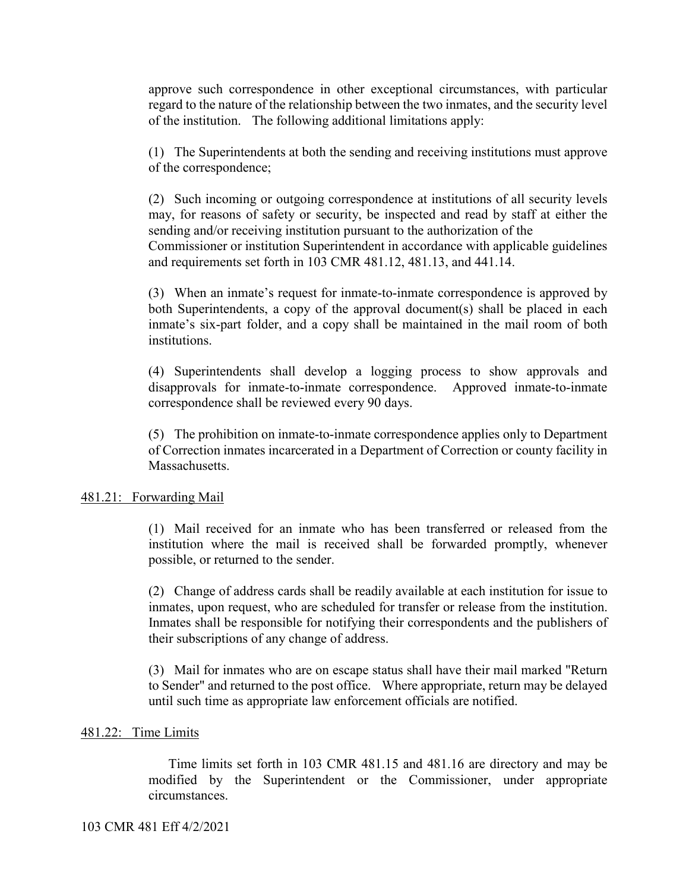approve such correspondence in other exceptional circumstances, with particular regard to the nature of the relationship between the two inmates, and the security level of the institution. The following additional limitations apply:

(1) The Superintendents at both the sending and receiving institutions must approve of the correspondence;

(2) Such incoming or outgoing correspondence at institutions of all security levels may, for reasons of safety or security, be inspected and read by staff at either the sending and/or receiving institution pursuant to the authorization of the Commissioner or institution Superintendent in accordance with applicable guidelines and requirements set forth in 103 CMR 481.12, 481.13, and 441.14.

(3) When an inmate's request for inmate-to-inmate correspondence is approved by both Superintendents, a copy of the approval document(s) shall be placed in each inmate's six-part folder, and a copy shall be maintained in the mail room of both institutions.

(4) Superintendents shall develop a logging process to show approvals and disapprovals for inmate-to-inmate correspondence. Approved inmate-to-inmate correspondence shall be reviewed every 90 days.

(5) The prohibition on inmate-to-inmate correspondence applies only to Department of Correction inmates incarcerated in a Department of Correction or county facility in Massachusetts.

## 481.21: Forwarding Mail

(1) Mail received for an inmate who has been transferred or released from the institution where the mail is received shall be forwarded promptly, whenever possible, or returned to the sender.

(2) Change of address cards shall be readily available at each institution for issue to inmates, upon request, who are scheduled for transfer or release from the institution. Inmates shall be responsible for notifying their correspondents and the publishers of their subscriptions of any change of address.

(3) Mail for inmates who are on escape status shall have their mail marked "Return to Sender" and returned to the post office. Where appropriate, return may be delayed until such time as appropriate law enforcement officials are notified.

## 481.22: Time Limits

Time limits set forth in 103 CMR 481.15 and 481.16 are directory and may be modified by the Superintendent or the Commissioner, under appropriate circumstances.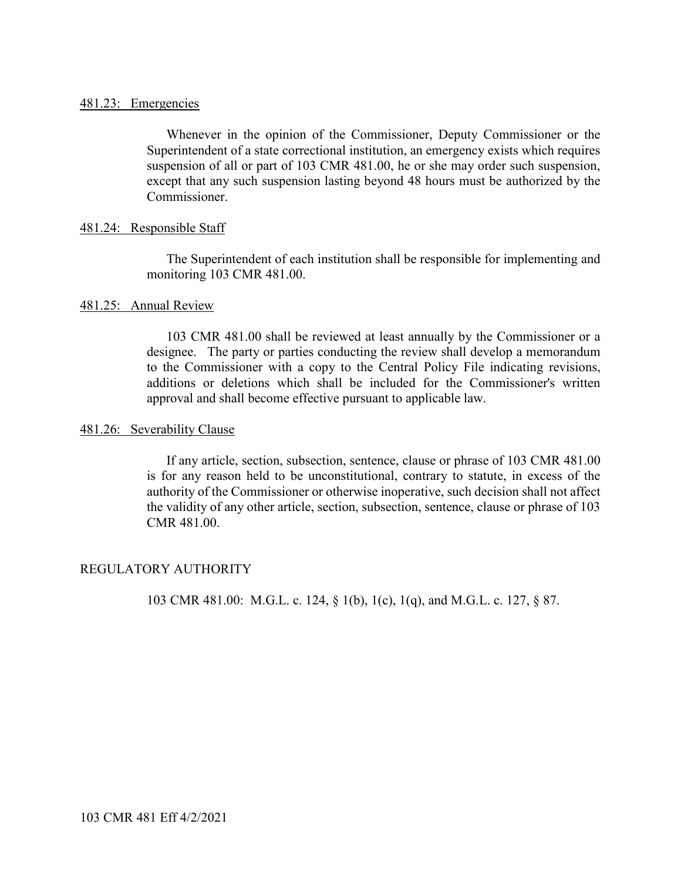481.23: Emergencies

Whenever in the opinion of the Commissioner, Deputy Commissioner or the Superintendent of a state correctional institution, an emergency exists which requires suspension of all or part of 103 CMR 481.00, he or she may order such suspension, except that any such suspension lasting beyond 48 hours must be authorized by the Commissioner.

481.24: Responsible Staff

The Superintendent of each institution shall be responsible for implementing and monitoring 103 CMR 481.00.

481.25: Annual Review

103 CMR 481.00 shall be reviewed at least annually by the Commissioner or a designee. The party or parties conducting the review shall develop a memorandum to the Commissioner with a copy to the Central Policy File indicating revisions, additions or deletions which shall be included for the Commissioner's written approval and shall become effective pursuant to applicable law.

481.26: Severability Clause

If any article, section, subsection, sentence, clause or phrase of 103 CMR 481.00 is for any reason held to be unconstitutional, contrary to statute, in excess of the authority of the Commissioner or otherwise inoperative, such decision shall not affect the validity of any other article, section, subsection, sentence, clause or phrase of 103 CMR 481.00.

REGULATORY AUTHORITY

103 CMR 481.00: M.G.L. c. 124, § 1(b), 1(c), 1(q), and M.G.L. c. 127, § 87.